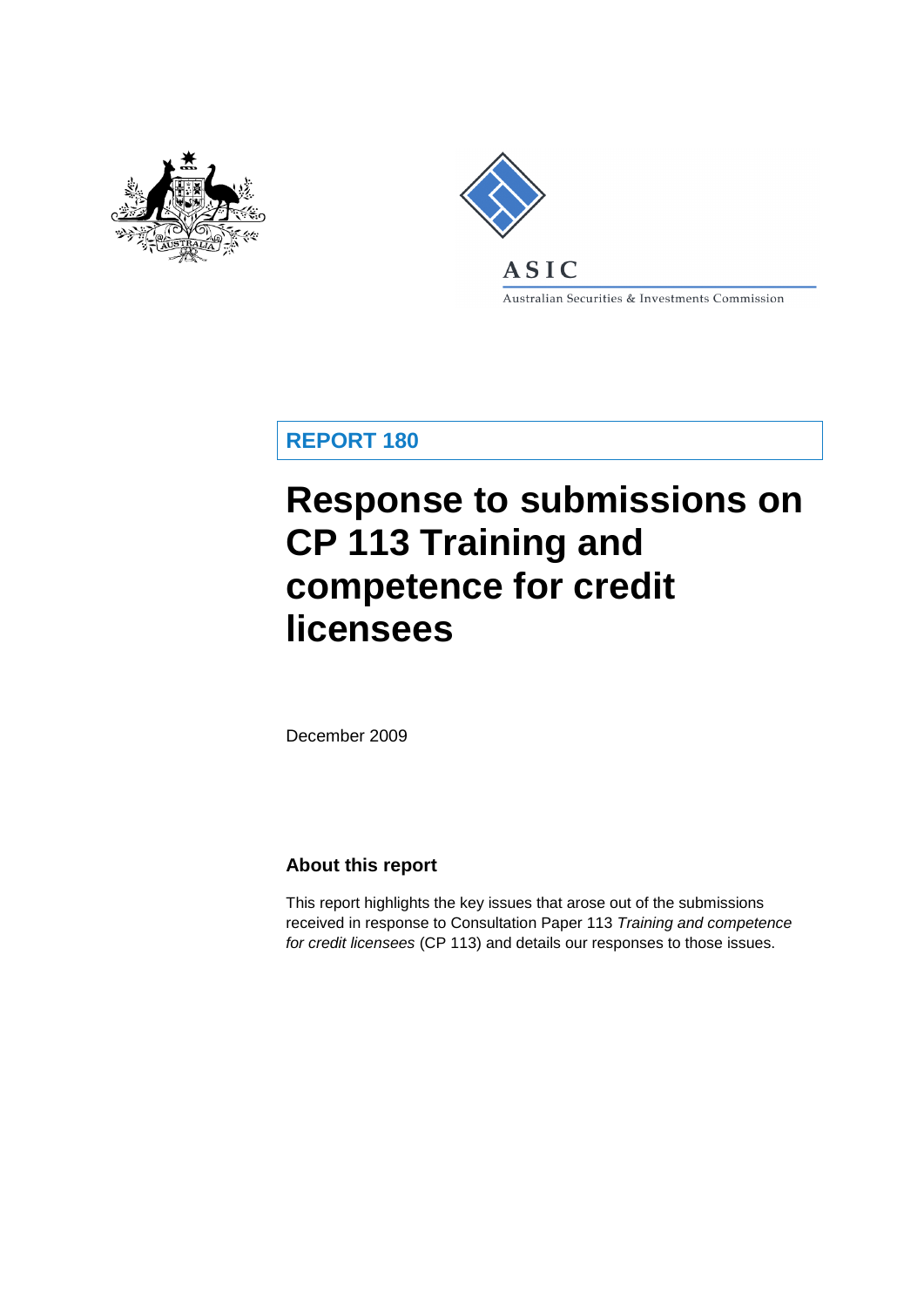ASIC

Australian Securities & Investments Commission

**REPORT 180**

# Response to submissions on CP 113 Training and competence for credit licensees

December 2009

## About this report

This report highlights the key issues that arose out of the submissions received in response to Consultation Paper 113 *Training and competence for credit licensees* (CP 113) and details our responses to those issues.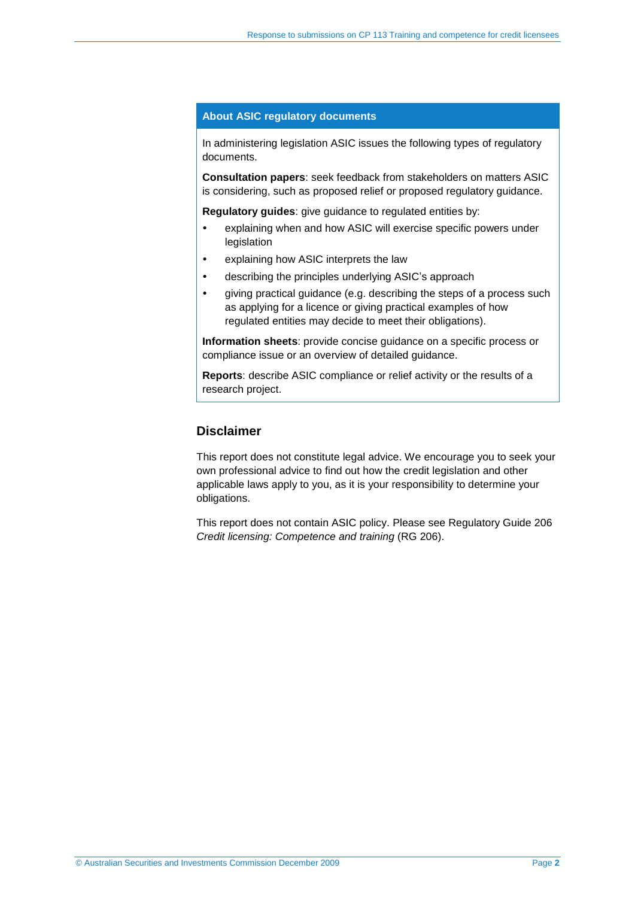## About ASIC regulatory documents

In administering legislation ASIC issues the following types of regulatory documents.

**Consultation papers**: seek feedback from stakeholders on matters ASIC is considering, such as proposed relief or proposed regulatory guidance.

**Regulatory guides**: give guidance to regulated entities by:

- explaining when and how ASIC will exercise specific powers under legislation
- explaining how ASIC interprets the law
- describing the principles underlying ASIC's approach
- giving practical guidance (e.g. describing the steps of a process such as applying for a licence or giving practical examples of how regulated entities may decide to meet their obligations).

**Information sheets**: provide concise guidance on a specific process or compliance issue or an overview of detailed guidance.

**Reports**: describe ASIC compliance or relief activity or the results of a research project.

## Disclaimer

This report does not constitute legal advice. We encourage you to seek your own professional advice to find out how the credit legislation and other applicable laws apply to you, as it is your responsibility to determine your obligations.

This report does not contain ASIC policy. Please see Regulatory Guide 206 *Credit licensing: Competence and training* (RG 206).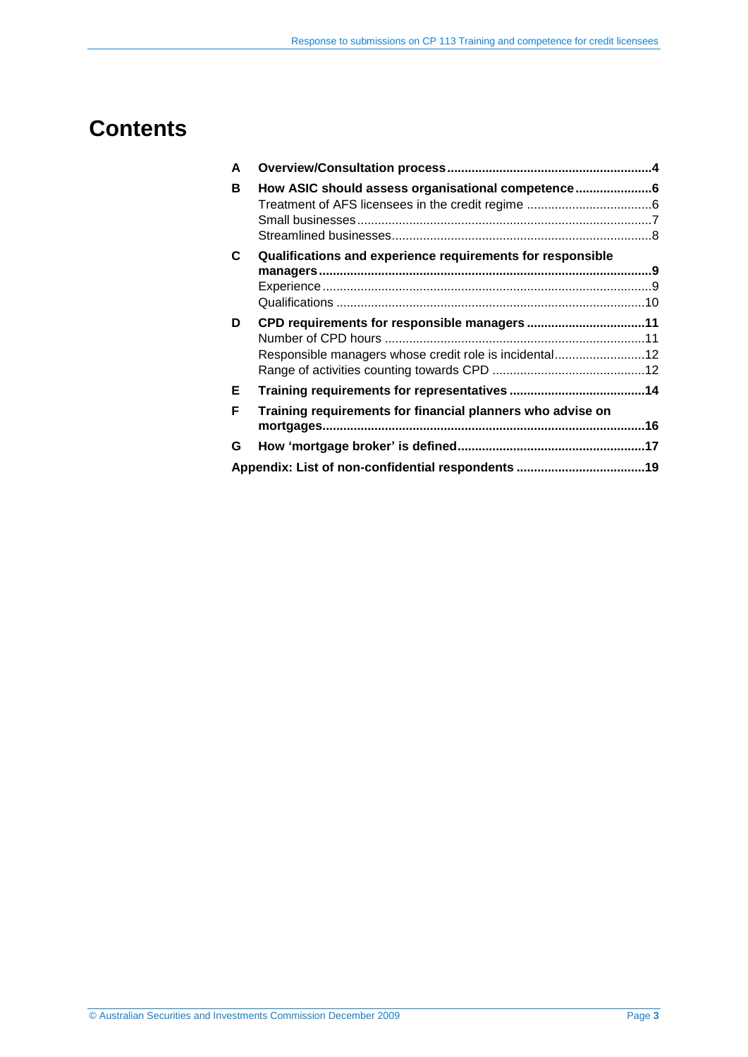# Contents

| | | |
|---|---|---|
| **A** | **Overview/Consultation process** | **4** |
| **B** | **How ASIC should assess organisational competence** | **6** |
| | Treatment of AFS licensees in the credit regime | 6 |
| | Small businesses | 7 |
| | Streamlined businesses | 8 |
| **C** | **Qualifications and experience requirements for responsible managers** | **9** |
| | Experience | 9 |
| | Qualifications | 10 |
| **D** | **CPD requirements for responsible managers** | **11** |
| | Number of CPD hours | 11 |
| | Responsible managers whose credit role is incidental | 12 |
| | Range of activities counting towards CPD | 12 |
| **E** | **Training requirements for representatives** | **14** |
| **F** | **Training requirements for financial planners who advise on mortgages** | **16** |
| **G** | **How ‘mortgage broker’ is defined** | **17** |
| | **Appendix: List of non-confidential respondents** | **19** |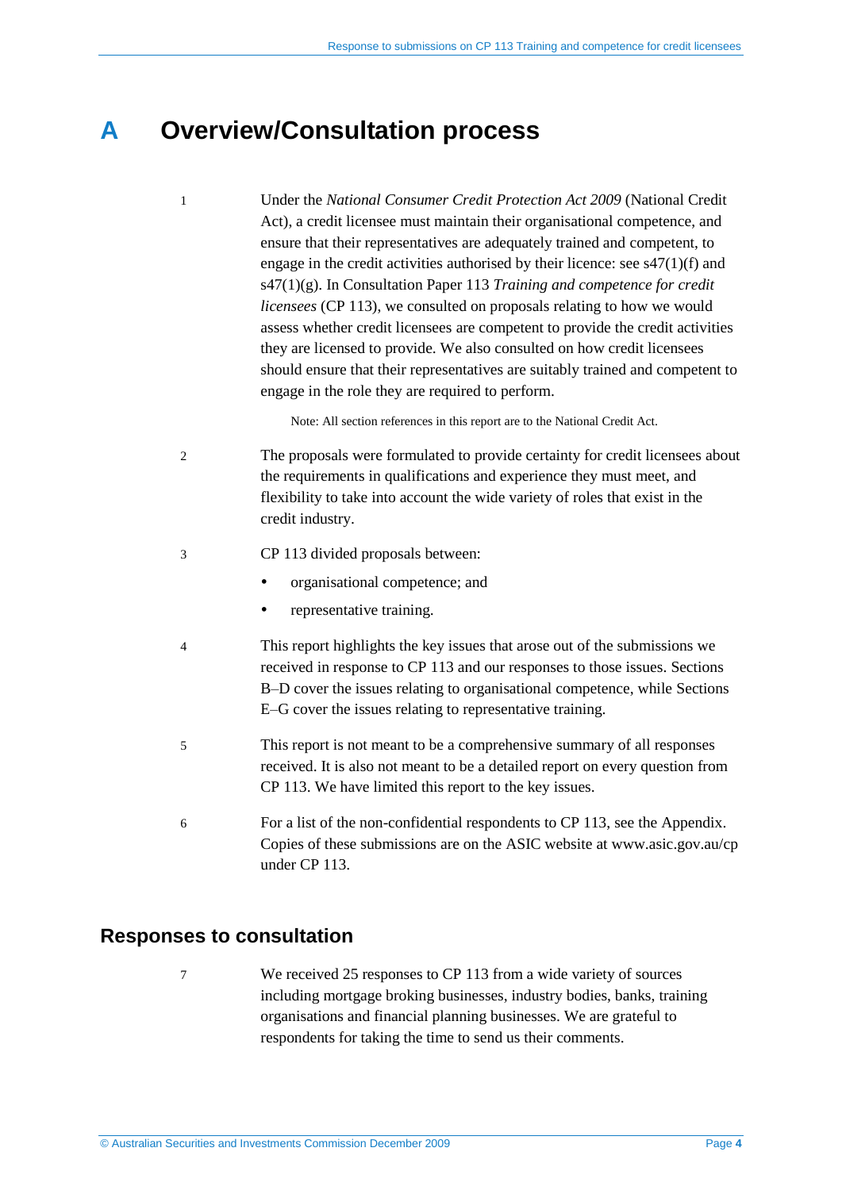# A Overview/Consultation process

1 Under the *National Consumer Credit Protection Act 2009* (National Credit Act), a credit licensee must maintain their organisational competence, and ensure that their representatives are adequately trained and competent, to engage in the credit activities authorised by their licence: see s47(1)(f) and s47(1)(g). In Consultation Paper 113 *Training and competence for credit licensees* (CP 113), we consulted on proposals relating to how we would assess whether credit licensees are competent to provide the credit activities they are licensed to provide. We also consulted on how credit licensees should ensure that their representatives are suitably trained and competent to engage in the role they are required to perform.

Note: All section references in this report are to the National Credit Act.

2 The proposals were formulated to provide certainty for credit licensees about the requirements in qualifications and experience they must meet, and flexibility to take into account the wide variety of roles that exist in the credit industry.

3 CP 113 divided proposals between:

- organisational competence; and
- representative training.

4 This report highlights the key issues that arose out of the submissions we received in response to CP 113 and our responses to those issues. Sections B–D cover the issues relating to organisational competence, while Sections E–G cover the issues relating to representative training.

5 This report is not meant to be a comprehensive summary of all responses received. It is also not meant to be a detailed report on every question from CP 113. We have limited this report to the key issues.

6 For a list of the non-confidential respondents to CP 113, see the Appendix. Copies of these submissions are on the ASIC website at www.asic.gov.au/cp under CP 113.

## Responses to consultation

7 We received 25 responses to CP 113 from a wide variety of sources including mortgage broking businesses, industry bodies, banks, training organisations and financial planning businesses. We are grateful to respondents for taking the time to send us their comments.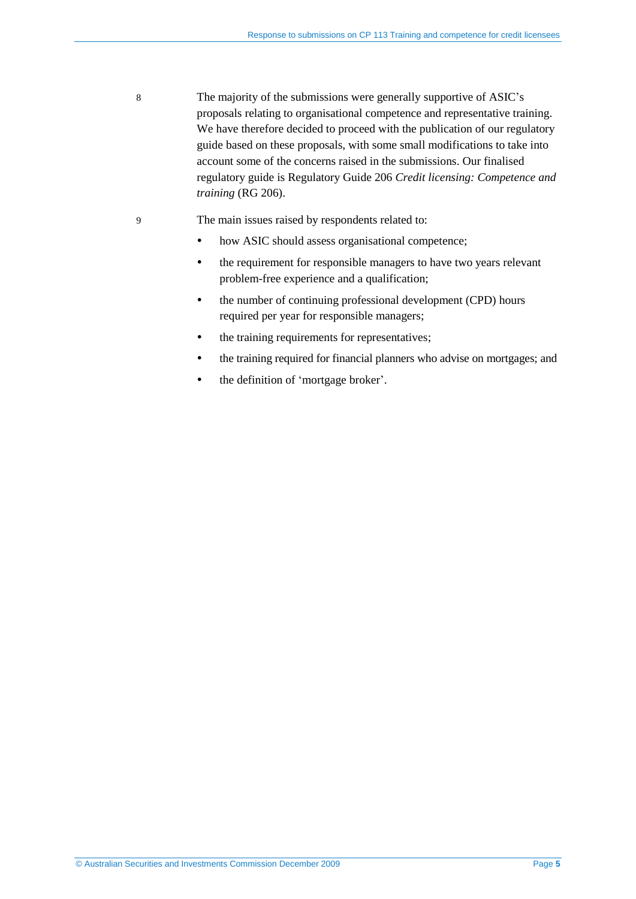8 The majority of the submissions were generally supportive of ASIC's proposals relating to organisational competence and representative training. We have therefore decided to proceed with the publication of our regulatory guide based on these proposals, with some small modifications to take into account some of the concerns raised in the submissions. Our finalised regulatory guide is Regulatory Guide 206 *Credit licensing: Competence and training* (RG 206).

9 The main issues raised by respondents related to:

- how ASIC should assess organisational competence;
- the requirement for responsible managers to have two years relevant problem-free experience and a qualification;
- the number of continuing professional development (CPD) hours required per year for responsible managers;
- the training requirements for representatives;
- the training required for financial planners who advise on mortgages; and
- the definition of 'mortgage broker'.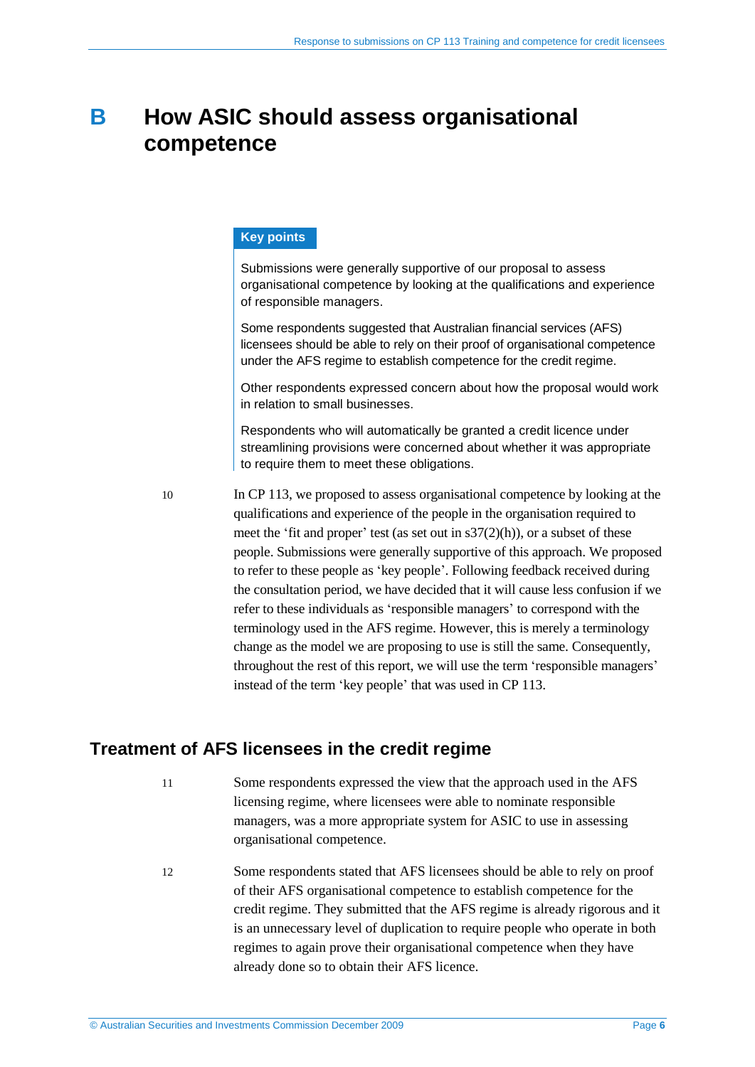# B How ASIC should assess organisational competence

> **Key points**
>
> Submissions were generally supportive of our proposal to assess organisational competence by looking at the qualifications and experience of responsible managers.
>
> Some respondents suggested that Australian financial services (AFS) licensees should be able to rely on their proof of organisational competence under the AFS regime to establish competence for the credit regime.
>
> Other respondents expressed concern about how the proposal would work in relation to small businesses.
>
> Respondents who will automatically be granted a credit licence under streamlining provisions were concerned about whether it was appropriate to require them to meet these obligations.

10 In CP 113, we proposed to assess organisational competence by looking at the qualifications and experience of the people in the organisation required to meet the 'fit and proper' test (as set out in s37(2)(h)), or a subset of these people. Submissions were generally supportive of this approach. We proposed to refer to these people as 'key people'. Following feedback received during the consultation period, we have decided that it will cause less confusion if we refer to these individuals as 'responsible managers' to correspond with the terminology used in the AFS regime. However, this is merely a terminology change as the model we are proposing to use is still the same. Consequently, throughout the rest of this report, we will use the term 'responsible managers' instead of the term 'key people' that was used in CP 113.

## Treatment of AFS licensees in the credit regime

11 Some respondents expressed the view that the approach used in the AFS licensing regime, where licensees were able to nominate responsible managers, was a more appropriate system for ASIC to use in assessing organisational competence.

12 Some respondents stated that AFS licensees should be able to rely on proof of their AFS organisational competence to establish competence for the credit regime. They submitted that the AFS regime is already rigorous and it is an unnecessary level of duplication to require people who operate in both regimes to again prove their organisational competence when they have already done so to obtain their AFS licence.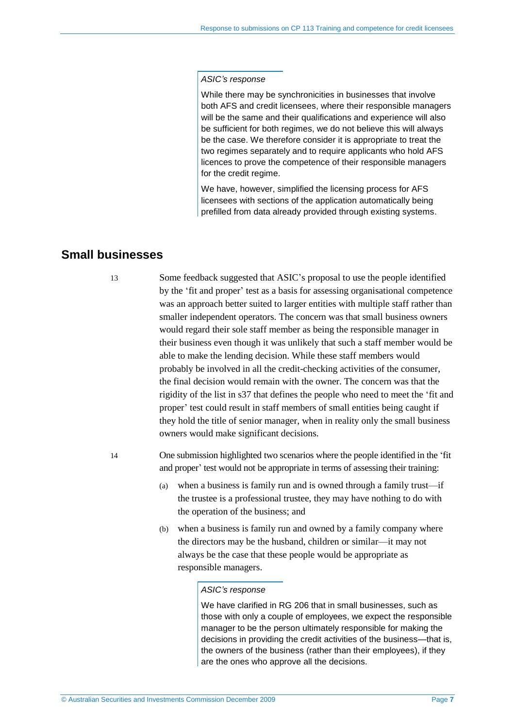*ASIC's response*

While there may be synchronicities in businesses that involve both AFS and credit licensees, where their responsible managers will be the same and their qualifications and experience will also be sufficient for both regimes, we do not believe this will always be the case. We therefore consider it is appropriate to treat the two regimes separately and to require applicants who hold AFS licences to prove the competence of their responsible managers for the credit regime.

We have, however, simplified the licensing process for AFS licensees with sections of the application automatically being prefilled from data already provided through existing systems.

## Small businesses

13 Some feedback suggested that ASIC's proposal to use the people identified by the 'fit and proper' test as a basis for assessing organisational competence was an approach better suited to larger entities with multiple staff rather than smaller independent operators. The concern was that small business owners would regard their sole staff member as being the responsible manager in their business even though it was unlikely that such a staff member would be able to make the lending decision. While these staff members would probably be involved in all the credit-checking activities of the consumer, the final decision would remain with the owner. The concern was that the rigidity of the list in s37 that defines the people who need to meet the 'fit and proper' test could result in staff members of small entities being caught if they hold the title of senior manager, when in reality only the small business owners would make significant decisions.

14 One submission highlighted two scenarios where the people identified in the 'fit and proper' test would not be appropriate in terms of assessing their training:

(a) when a business is family run and is owned through a family trust—if the trustee is a professional trustee, they may have nothing to do with the operation of the business; and

(b) when a business is family run and owned by a family company where the directors may be the husband, children or similar—it may not always be the case that these people would be appropriate as responsible managers.

*ASIC's response*

We have clarified in RG 206 that in small businesses, such as those with only a couple of employees, we expect the responsible manager to be the person ultimately responsible for making the decisions in providing the credit activities of the business—that is, the owners of the business (rather than their employees), if they are the ones who approve all the decisions.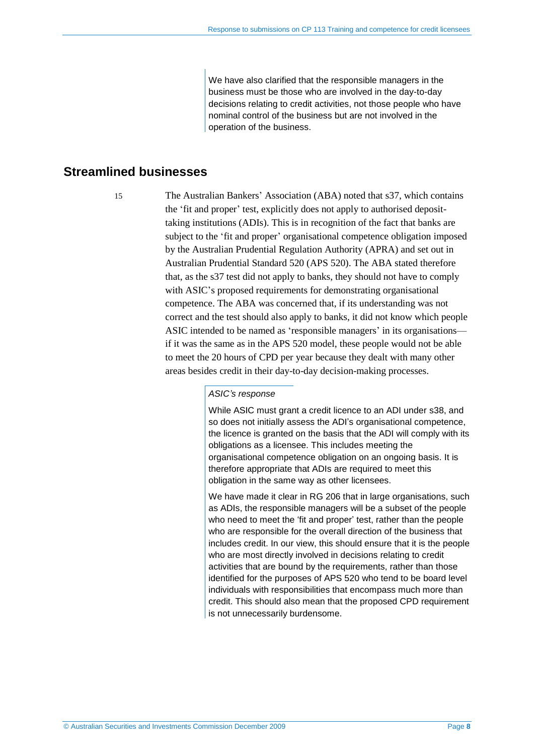We have also clarified that the responsible managers in the business must be those who are involved in the day-to-day decisions relating to credit activities, not those people who have nominal control of the business but are not involved in the operation of the business.

## Streamlined businesses

15 The Australian Bankers' Association (ABA) noted that s37, which contains the 'fit and proper' test, explicitly does not apply to authorised deposit-taking institutions (ADIs). This is in recognition of the fact that banks are subject to the 'fit and proper' organisational competence obligation imposed by the Australian Prudential Regulation Authority (APRA) and set out in Australian Prudential Standard 520 (APS 520). The ABA stated therefore that, as the s37 test did not apply to banks, they should not have to comply with ASIC's proposed requirements for demonstrating organisational competence. The ABA was concerned that, if its understanding was not correct and the test should also apply to banks, it did not know which people ASIC intended to be named as 'responsible managers' in its organisations—if it was the same as in the APS 520 model, these people would not be able to meet the 20 hours of CPD per year because they dealt with many other areas besides credit in their day-to-day decision-making processes.

*ASIC's response*

While ASIC must grant a credit licence to an ADI under s38, and so does not initially assess the ADI's organisational competence, the licence is granted on the basis that the ADI will comply with its obligations as a licensee. This includes meeting the organisational competence obligation on an ongoing basis. It is therefore appropriate that ADIs are required to meet this obligation in the same way as other licensees.

We have made it clear in RG 206 that in large organisations, such as ADIs, the responsible managers will be a subset of the people who need to meet the 'fit and proper' test, rather than the people who are responsible for the overall direction of the business that includes credit. In our view, this should ensure that it is the people who are most directly involved in decisions relating to credit activities that are bound by the requirements, rather than those identified for the purposes of APS 520 who tend to be board level individuals with responsibilities that encompass much more than credit. This should also mean that the proposed CPD requirement is not unnecessarily burdensome.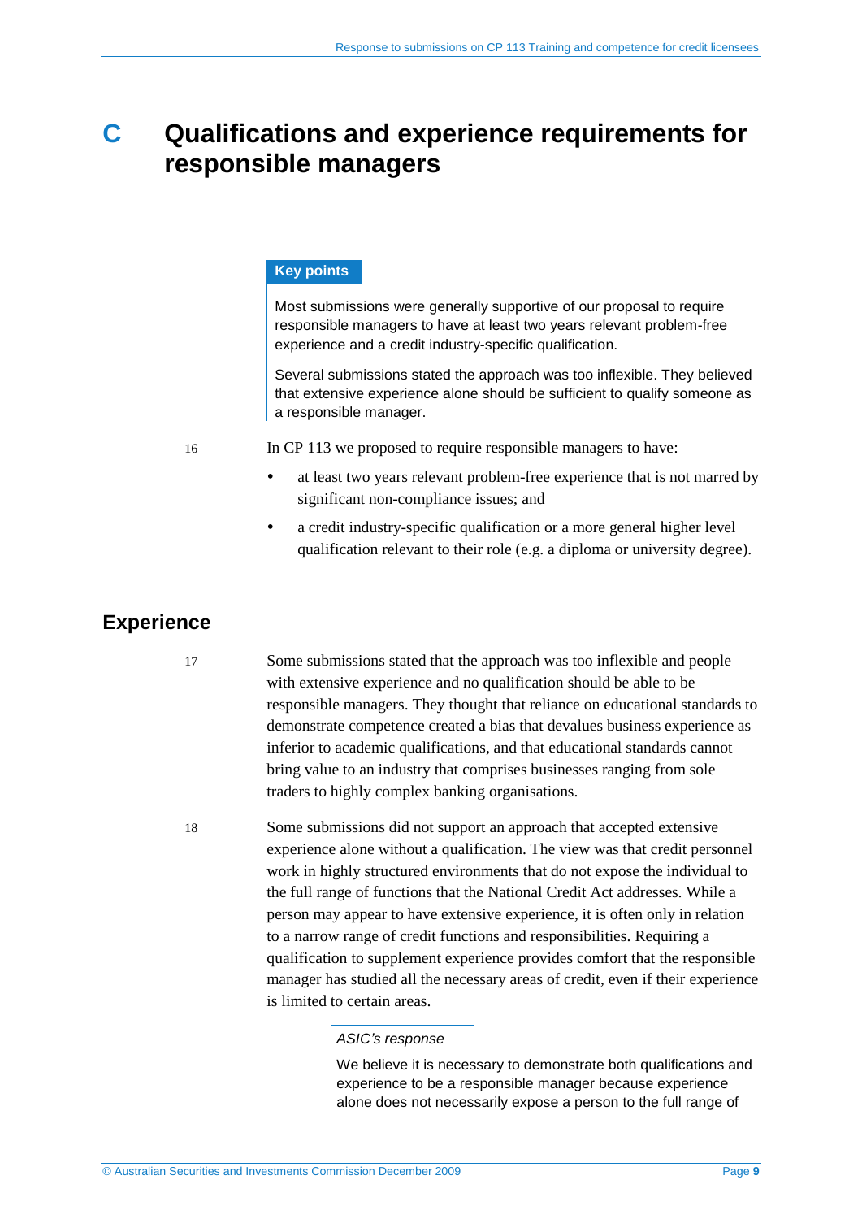# C Qualifications and experience requirements for responsible managers

> **Key points**
>
> Most submissions were generally supportive of our proposal to require responsible managers to have at least two years relevant problem-free experience and a credit industry-specific qualification.
>
> Several submissions stated the approach was too inflexible. They believed that extensive experience alone should be sufficient to qualify someone as a responsible manager.

16 In CP 113 we proposed to require responsible managers to have:

- at least two years relevant problem-free experience that is not marred by significant non-compliance issues; and
- a credit industry-specific qualification or a more general higher level qualification relevant to their role (e.g. a diploma or university degree).

## Experience

17 Some submissions stated that the approach was too inflexible and people with extensive experience and no qualification should be able to be responsible managers. They thought that reliance on educational standards to demonstrate competence created a bias that devalues business experience as inferior to academic qualifications, and that educational standards cannot bring value to an industry that comprises businesses ranging from sole traders to highly complex banking organisations.

18 Some submissions did not support an approach that accepted extensive experience alone without a qualification. The view was that credit personnel work in highly structured environments that do not expose the individual to the full range of functions that the National Credit Act addresses. While a person may appear to have extensive experience, it is often only in relation to a narrow range of credit functions and responsibilities. Requiring a qualification to supplement experience provides comfort that the responsible manager has studied all the necessary areas of credit, even if their experience is limited to certain areas.

> *ASIC's response*
>
> We believe it is necessary to demonstrate both qualifications and experience to be a responsible manager because experience alone does not necessarily expose a person to the full range of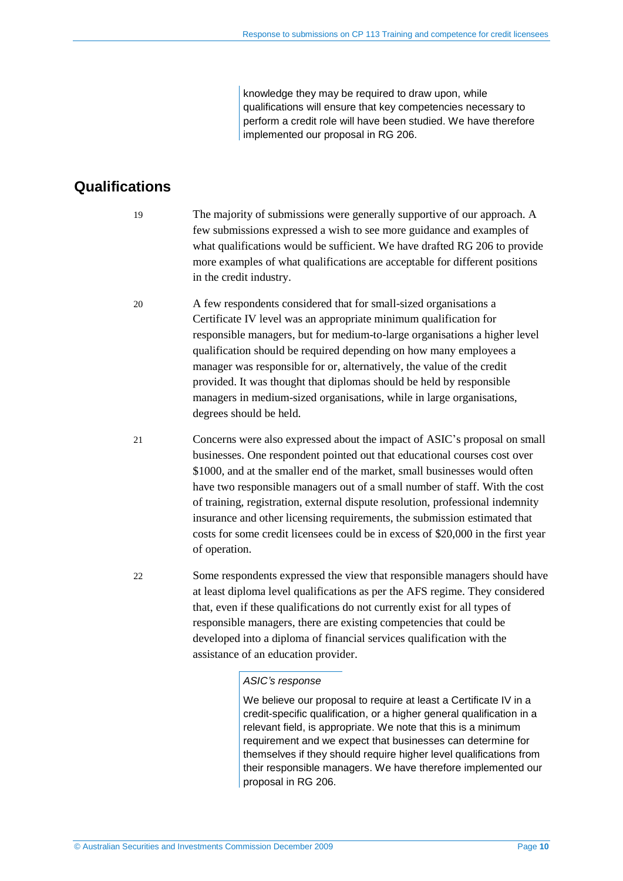knowledge they may be required to draw upon, while qualifications will ensure that key competencies necessary to perform a credit role will have been studied. We have therefore implemented our proposal in RG 206.

## Qualifications

19 The majority of submissions were generally supportive of our approach. A few submissions expressed a wish to see more guidance and examples of what qualifications would be sufficient. We have drafted RG 206 to provide more examples of what qualifications are acceptable for different positions in the credit industry.

20 A few respondents considered that for small-sized organisations a Certificate IV level was an appropriate minimum qualification for responsible managers, but for medium-to-large organisations a higher level qualification should be required depending on how many employees a manager was responsible for or, alternatively, the value of the credit provided. It was thought that diplomas should be held by responsible managers in medium-sized organisations, while in large organisations, degrees should be held.

21 Concerns were also expressed about the impact of ASIC's proposal on small businesses. One respondent pointed out that educational courses cost over $1000, and at the smaller end of the market, small businesses would often have two responsible managers out of a small number of staff. With the cost of training, registration, external dispute resolution, professional indemnity insurance and other licensing requirements, the submission estimated that costs for some credit licensees could be in excess of $20,000 in the first year of operation.

22 Some respondents expressed the view that responsible managers should have at least diploma level qualifications as per the AFS regime. They considered that, even if these qualifications do not currently exist for all types of responsible managers, there are existing competencies that could be developed into a diploma of financial services qualification with the assistance of an education provider.

*ASIC's response*

We believe our proposal to require at least a Certificate IV in a credit-specific qualification, or a higher general qualification in a relevant field, is appropriate. We note that this is a minimum requirement and we expect that businesses can determine for themselves if they should require higher level qualifications from their responsible managers. We have therefore implemented our proposal in RG 206.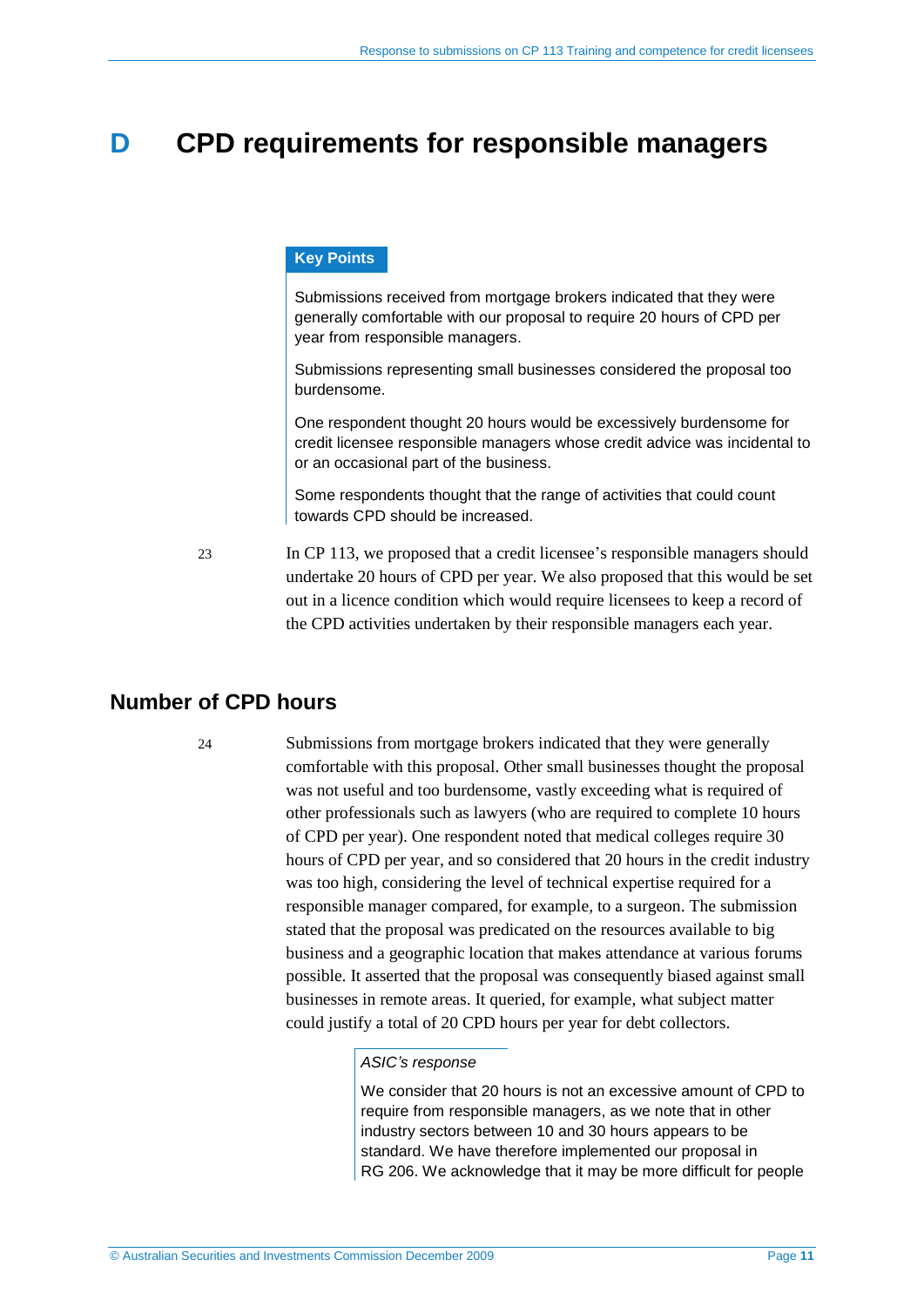# D CPD requirements for responsible managers

**Key Points**

Submissions received from mortgage brokers indicated that they were generally comfortable with our proposal to require 20 hours of CPD per year from responsible managers.

Submissions representing small businesses considered the proposal too burdensome.

One respondent thought 20 hours would be excessively burdensome for credit licensee responsible managers whose credit advice was incidental to or an occasional part of the business.

Some respondents thought that the range of activities that could count towards CPD should be increased.

23 In CP 113, we proposed that a credit licensee's responsible managers should undertake 20 hours of CPD per year. We also proposed that this would be set out in a licence condition which would require licensees to keep a record of the CPD activities undertaken by their responsible managers each year.

## Number of CPD hours

24 Submissions from mortgage brokers indicated that they were generally comfortable with this proposal. Other small businesses thought the proposal was not useful and too burdensome, vastly exceeding what is required of other professionals such as lawyers (who are required to complete 10 hours of CPD per year). One respondent noted that medical colleges require 30 hours of CPD per year, and so considered that 20 hours in the credit industry was too high, considering the level of technical expertise required for a responsible manager compared, for example, to a surgeon. The submission stated that the proposal was predicated on the resources available to big business and a geographic location that makes attendance at various forums possible. It asserted that the proposal was consequently biased against small businesses in remote areas. It queried, for example, what subject matter could justify a total of 20 CPD hours per year for debt collectors.

*ASIC's response*

We consider that 20 hours is not an excessive amount of CPD to require from responsible managers, as we note that in other industry sectors between 10 and 30 hours appears to be standard. We have therefore implemented our proposal in RG 206. We acknowledge that it may be more difficult for people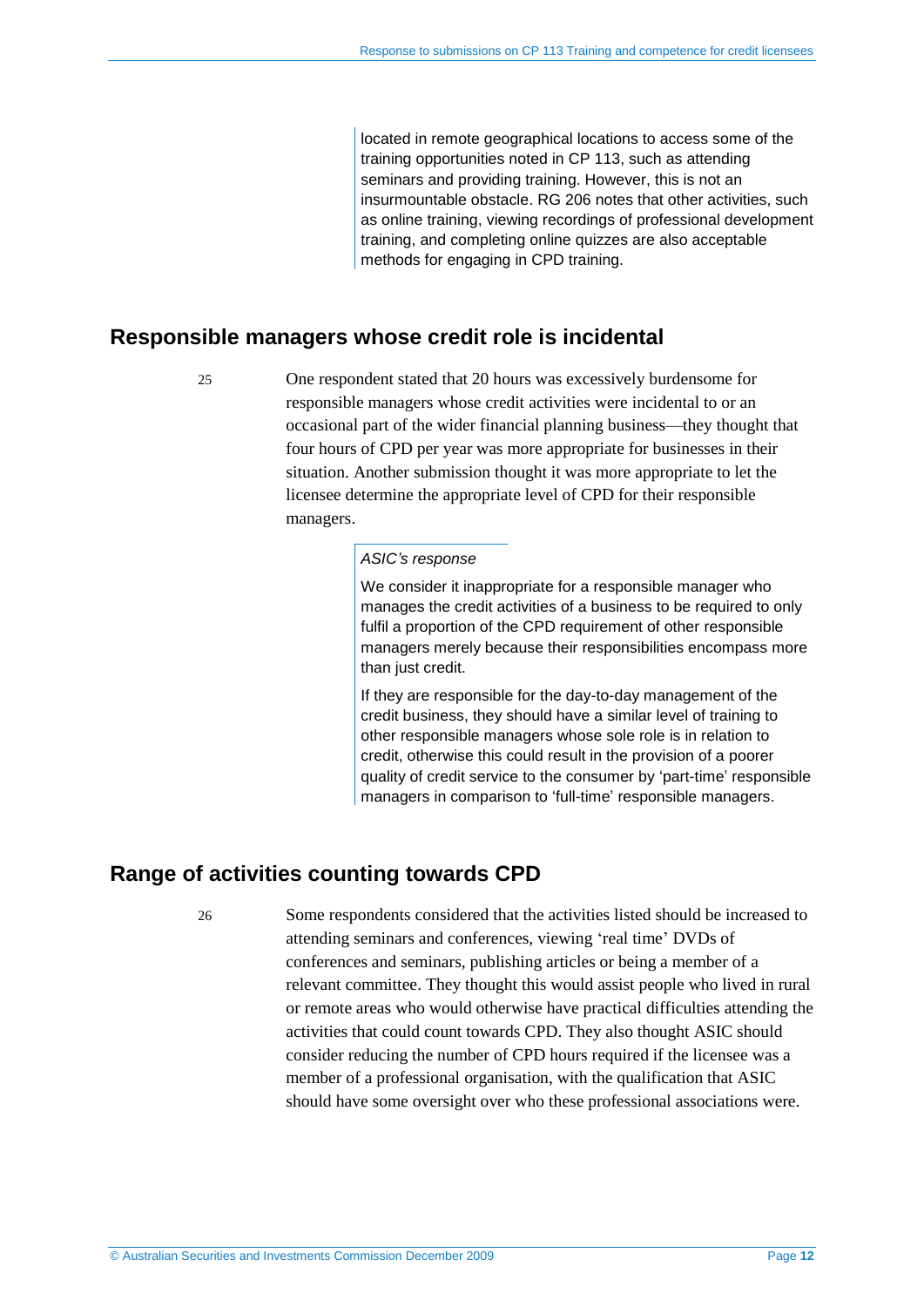located in remote geographical locations to access some of the training opportunities noted in CP 113, such as attending seminars and providing training. However, this is not an insurmountable obstacle. RG 206 notes that other activities, such as online training, viewing recordings of professional development training, and completing online quizzes are also acceptable methods for engaging in CPD training.

## Responsible managers whose credit role is incidental

25 One respondent stated that 20 hours was excessively burdensome for responsible managers whose credit activities were incidental to or an occasional part of the wider financial planning business—they thought that four hours of CPD per year was more appropriate for businesses in their situation. Another submission thought it was more appropriate to let the licensee determine the appropriate level of CPD for their responsible managers.

*ASIC's response*

We consider it inappropriate for a responsible manager who manages the credit activities of a business to be required to only fulfil a proportion of the CPD requirement of other responsible managers merely because their responsibilities encompass more than just credit.

If they are responsible for the day-to-day management of the credit business, they should have a similar level of training to other responsible managers whose sole role is in relation to credit, otherwise this could result in the provision of a poorer quality of credit service to the consumer by 'part-time' responsible managers in comparison to 'full-time' responsible managers.

## Range of activities counting towards CPD

26 Some respondents considered that the activities listed should be increased to attending seminars and conferences, viewing 'real time' DVDs of conferences and seminars, publishing articles or being a member of a relevant committee. They thought this would assist people who lived in rural or remote areas who would otherwise have practical difficulties attending the activities that could count towards CPD. They also thought ASIC should consider reducing the number of CPD hours required if the licensee was a member of a professional organisation, with the qualification that ASIC should have some oversight over who these professional associations were.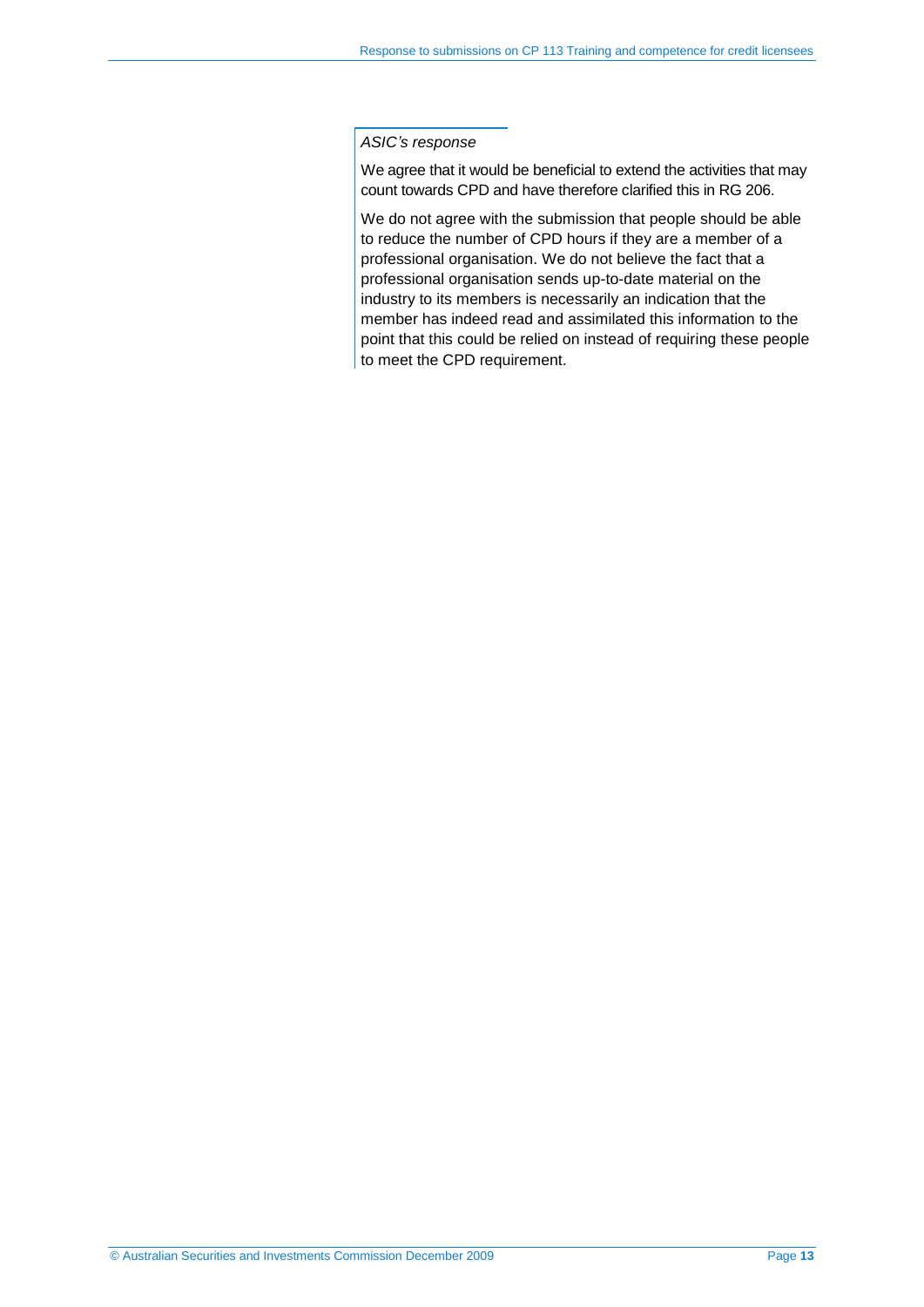*ASIC's response*

We agree that it would be beneficial to extend the activities that may count towards CPD and have therefore clarified this in RG 206.

We do not agree with the submission that people should be able to reduce the number of CPD hours if they are a member of a professional organisation. We do not believe the fact that a professional organisation sends up-to-date material on the industry to its members is necessarily an indication that the member has indeed read and assimilated this information to the point that this could be relied on instead of requiring these people to meet the CPD requirement.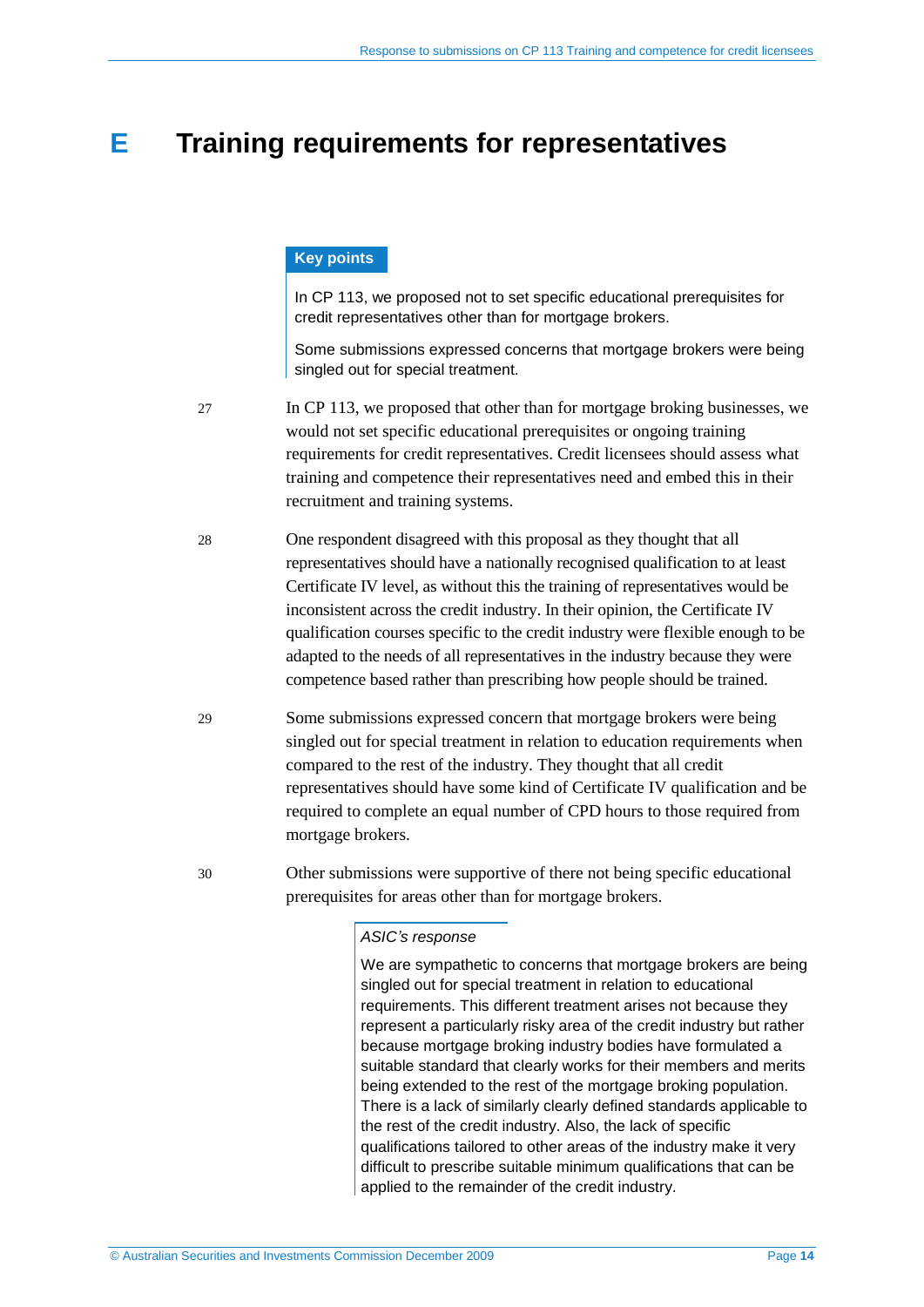# E Training requirements for representatives

> **Key points**
>
> In CP 113, we proposed not to set specific educational prerequisites for credit representatives other than for mortgage brokers.
>
> Some submissions expressed concerns that mortgage brokers were being singled out for special treatment.

27 In CP 113, we proposed that other than for mortgage broking businesses, we would not set specific educational prerequisites or ongoing training requirements for credit representatives. Credit licensees should assess what training and competence their representatives need and embed this in their recruitment and training systems.

28 One respondent disagreed with this proposal as they thought that all representatives should have a nationally recognised qualification to at least Certificate IV level, as without this the training of representatives would be inconsistent across the credit industry. In their opinion, the Certificate IV qualification courses specific to the credit industry were flexible enough to be adapted to the needs of all representatives in the industry because they were competence based rather than prescribing how people should be trained.

29 Some submissions expressed concern that mortgage brokers were being singled out for special treatment in relation to education requirements when compared to the rest of the industry. They thought that all credit representatives should have some kind of Certificate IV qualification and be required to complete an equal number of CPD hours to those required from mortgage brokers.

30 Other submissions were supportive of there not being specific educational prerequisites for areas other than for mortgage brokers.

> *ASIC's response*
>
> We are sympathetic to concerns that mortgage brokers are being singled out for special treatment in relation to educational requirements. This different treatment arises not because they represent a particularly risky area of the credit industry but rather because mortgage broking industry bodies have formulated a suitable standard that clearly works for their members and merits being extended to the rest of the mortgage broking population. There is a lack of similarly clearly defined standards applicable to the rest of the credit industry. Also, the lack of specific qualifications tailored to other areas of the industry make it very difficult to prescribe suitable minimum qualifications that can be applied to the remainder of the credit industry.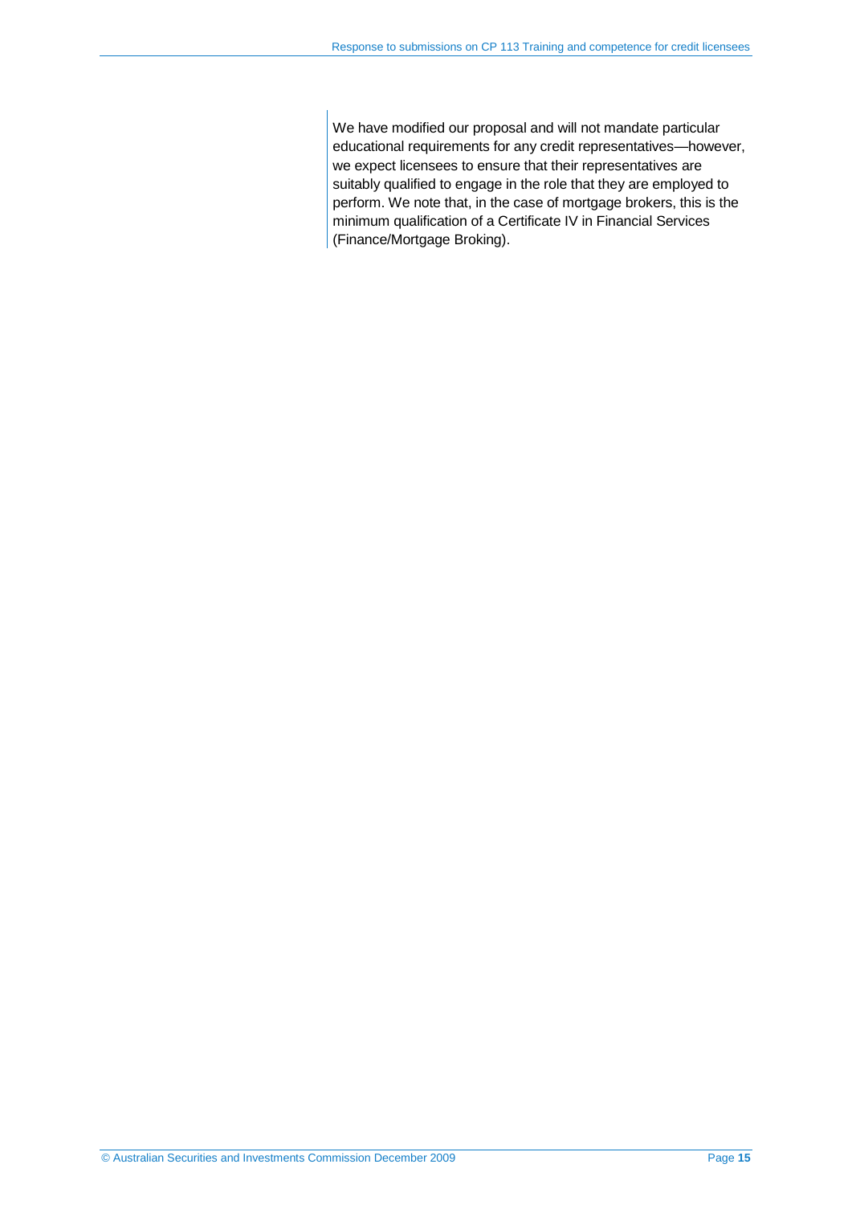We have modified our proposal and will not mandate particular educational requirements for any credit representatives—however, we expect licensees to ensure that their representatives are suitably qualified to engage in the role that they are employed to perform. We note that, in the case of mortgage brokers, this is the minimum qualification of a Certificate IV in Financial Services (Finance/Mortgage Broking).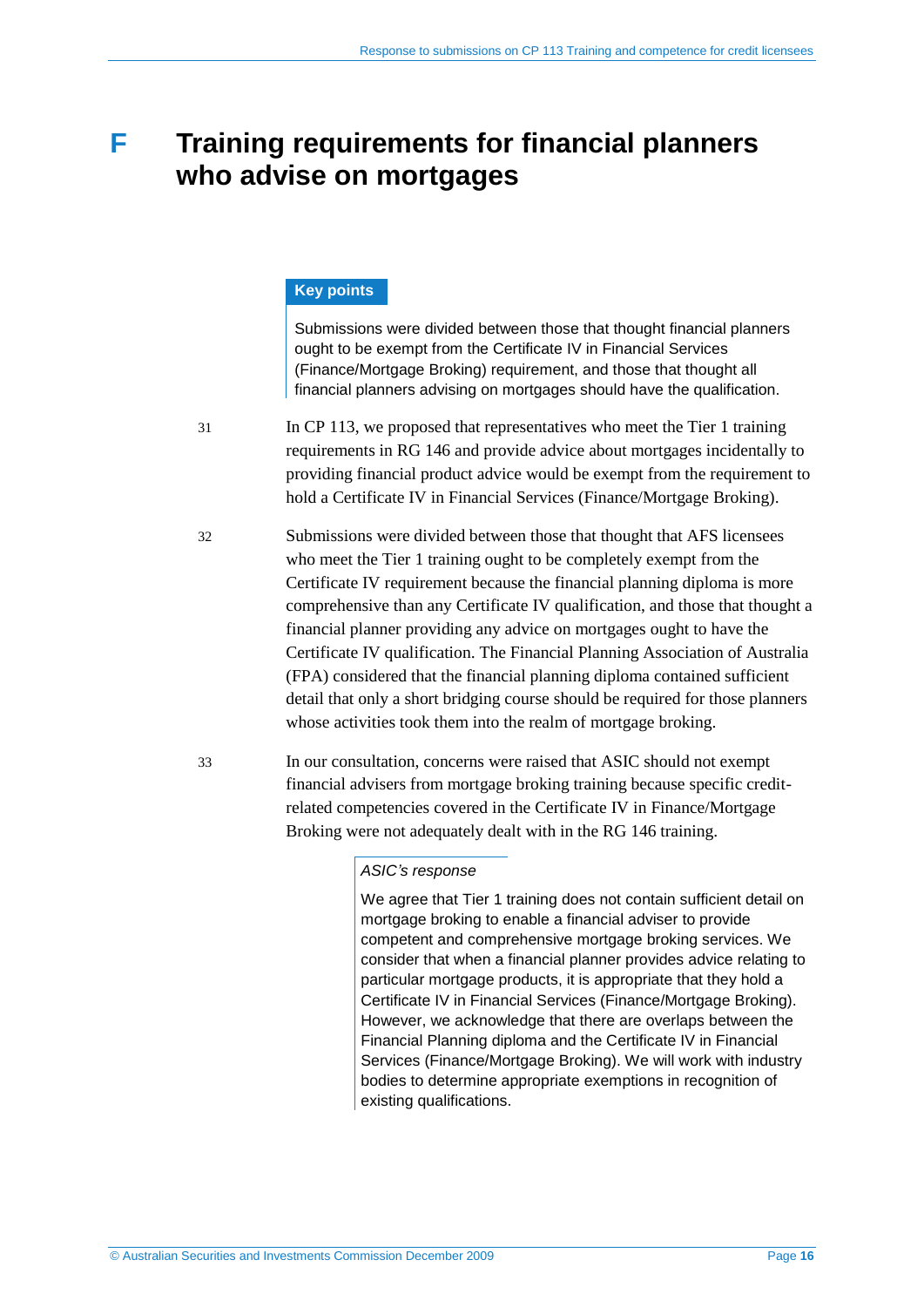# F Training requirements for financial planners who advise on mortgages

**Key points**

Submissions were divided between those that thought financial planners ought to be exempt from the Certificate IV in Financial Services (Finance/Mortgage Broking) requirement, and those that thought all financial planners advising on mortgages should have the qualification.

31 In CP 113, we proposed that representatives who meet the Tier 1 training requirements in RG 146 and provide advice about mortgages incidentally to providing financial product advice would be exempt from the requirement to hold a Certificate IV in Financial Services (Finance/Mortgage Broking).

32 Submissions were divided between those that thought that AFS licensees who meet the Tier 1 training ought to be completely exempt from the Certificate IV requirement because the financial planning diploma is more comprehensive than any Certificate IV qualification, and those that thought a financial planner providing any advice on mortgages ought to have the Certificate IV qualification. The Financial Planning Association of Australia (FPA) considered that the financial planning diploma contained sufficient detail that only a short bridging course should be required for those planners whose activities took them into the realm of mortgage broking.

33 In our consultation, concerns were raised that ASIC should not exempt financial advisers from mortgage broking training because specific credit-related competencies covered in the Certificate IV in Finance/Mortgage Broking were not adequately dealt with in the RG 146 training.

*ASIC's response*

We agree that Tier 1 training does not contain sufficient detail on mortgage broking to enable a financial adviser to provide competent and comprehensive mortgage broking services. We consider that when a financial planner provides advice relating to particular mortgage products, it is appropriate that they hold a Certificate IV in Financial Services (Finance/Mortgage Broking). However, we acknowledge that there are overlaps between the Financial Planning diploma and the Certificate IV in Financial Services (Finance/Mortgage Broking). We will work with industry bodies to determine appropriate exemptions in recognition of existing qualifications.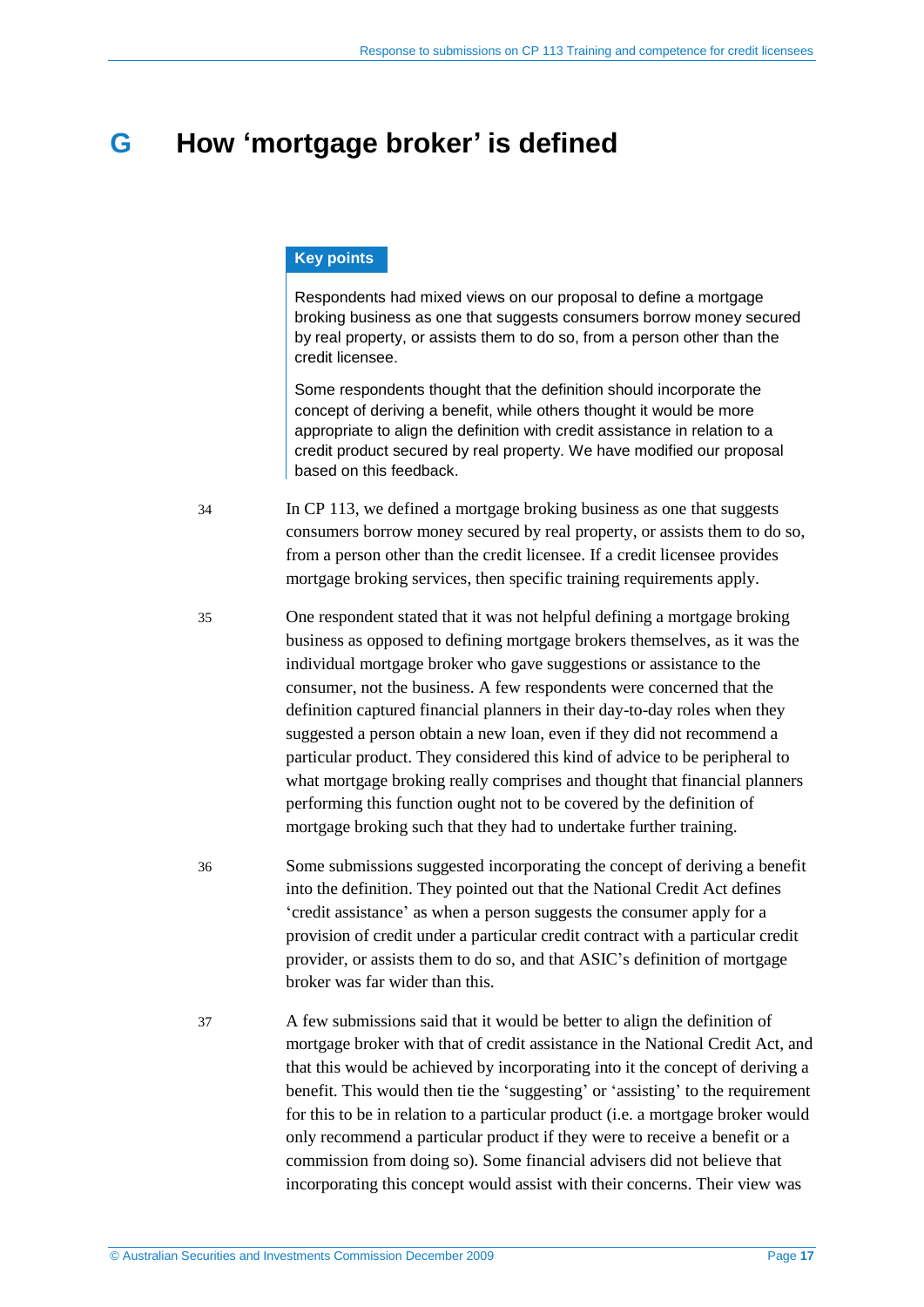# G How 'mortgage broker' is defined

> **Key points**
>
> Respondents had mixed views on our proposal to define a mortgage broking business as one that suggests consumers borrow money secured by real property, or assists them to do so, from a person other than the credit licensee.
>
> Some respondents thought that the definition should incorporate the concept of deriving a benefit, while others thought it would be more appropriate to align the definition with credit assistance in relation to a credit product secured by real property. We have modified our proposal based on this feedback.

34 In CP 113, we defined a mortgage broking business as one that suggests consumers borrow money secured by real property, or assists them to do so, from a person other than the credit licensee. If a credit licensee provides mortgage broking services, then specific training requirements apply.

35 One respondent stated that it was not helpful defining a mortgage broking business as opposed to defining mortgage brokers themselves, as it was the individual mortgage broker who gave suggestions or assistance to the consumer, not the business. A few respondents were concerned that the definition captured financial planners in their day-to-day roles when they suggested a person obtain a new loan, even if they did not recommend a particular product. They considered this kind of advice to be peripheral to what mortgage broking really comprises and thought that financial planners performing this function ought not to be covered by the definition of mortgage broking such that they had to undertake further training.

36 Some submissions suggested incorporating the concept of deriving a benefit into the definition. They pointed out that the National Credit Act defines 'credit assistance' as when a person suggests the consumer apply for a provision of credit under a particular credit contract with a particular credit provider, or assists them to do so, and that ASIC's definition of mortgage broker was far wider than this.

37 A few submissions said that it would be better to align the definition of mortgage broker with that of credit assistance in the National Credit Act, and that this would be achieved by incorporating into it the concept of deriving a benefit. This would then tie the 'suggesting' or 'assisting' to the requirement for this to be in relation to a particular product (i.e. a mortgage broker would only recommend a particular product if they were to receive a benefit or a commission from doing so). Some financial advisers did not believe that incorporating this concept would assist with their concerns. Their view was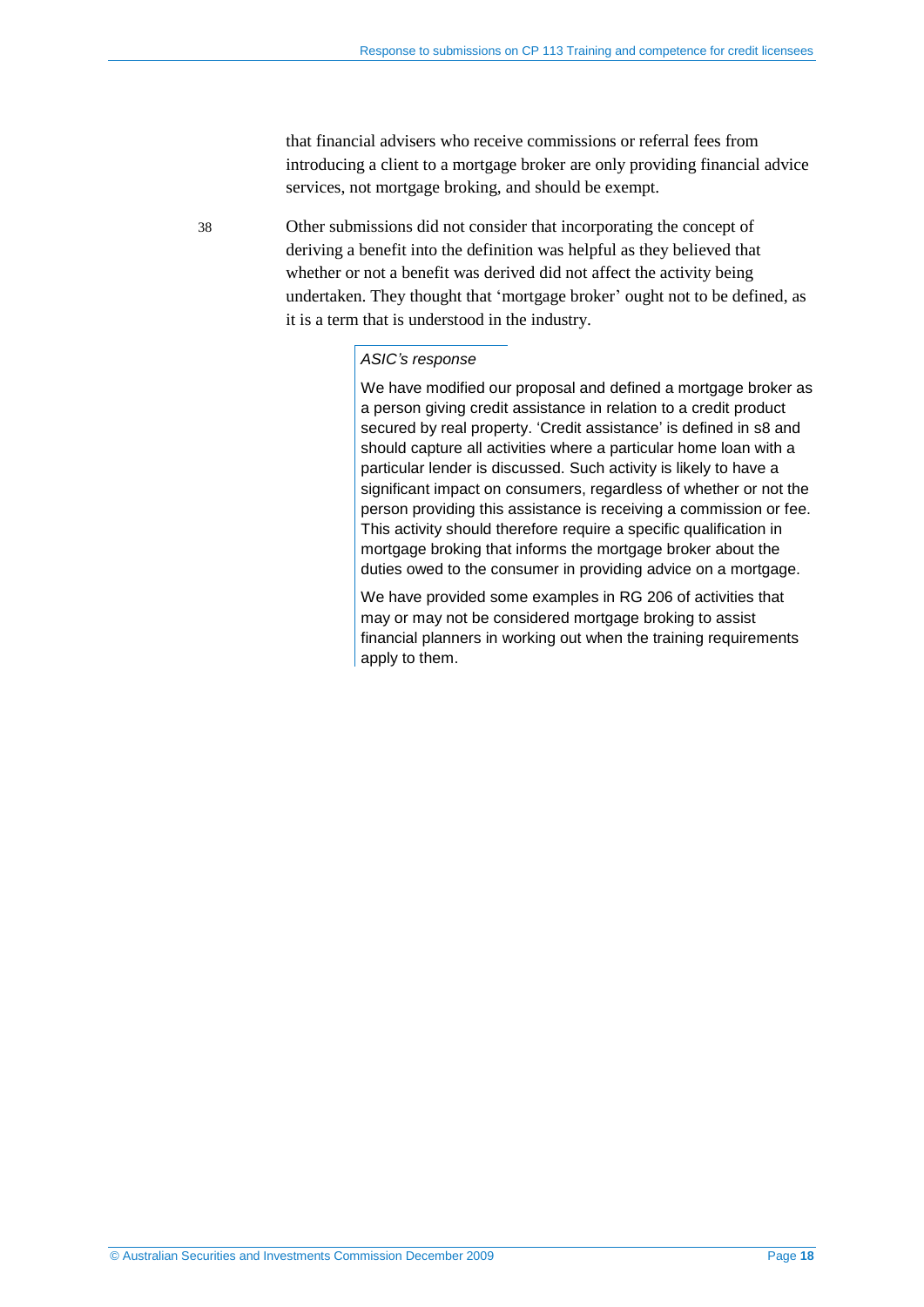that financial advisers who receive commissions or referral fees from introducing a client to a mortgage broker are only providing financial advice services, not mortgage broking, and should be exempt.

38 Other submissions did not consider that incorporating the concept of deriving a benefit into the definition was helpful as they believed that whether or not a benefit was derived did not affect the activity being undertaken. They thought that 'mortgage broker' ought not to be defined, as it is a term that is understood in the industry.

> *ASIC's response*
>
> We have modified our proposal and defined a mortgage broker as a person giving credit assistance in relation to a credit product secured by real property. 'Credit assistance' is defined in s8 and should capture all activities where a particular home loan with a particular lender is discussed. Such activity is likely to have a significant impact on consumers, regardless of whether or not the person providing this assistance is receiving a commission or fee. This activity should therefore require a specific qualification in mortgage broking that informs the mortgage broker about the duties owed to the consumer in providing advice on a mortgage.
>
> We have provided some examples in RG 206 of activities that may or may not be considered mortgage broking to assist financial planners in working out when the training requirements apply to them.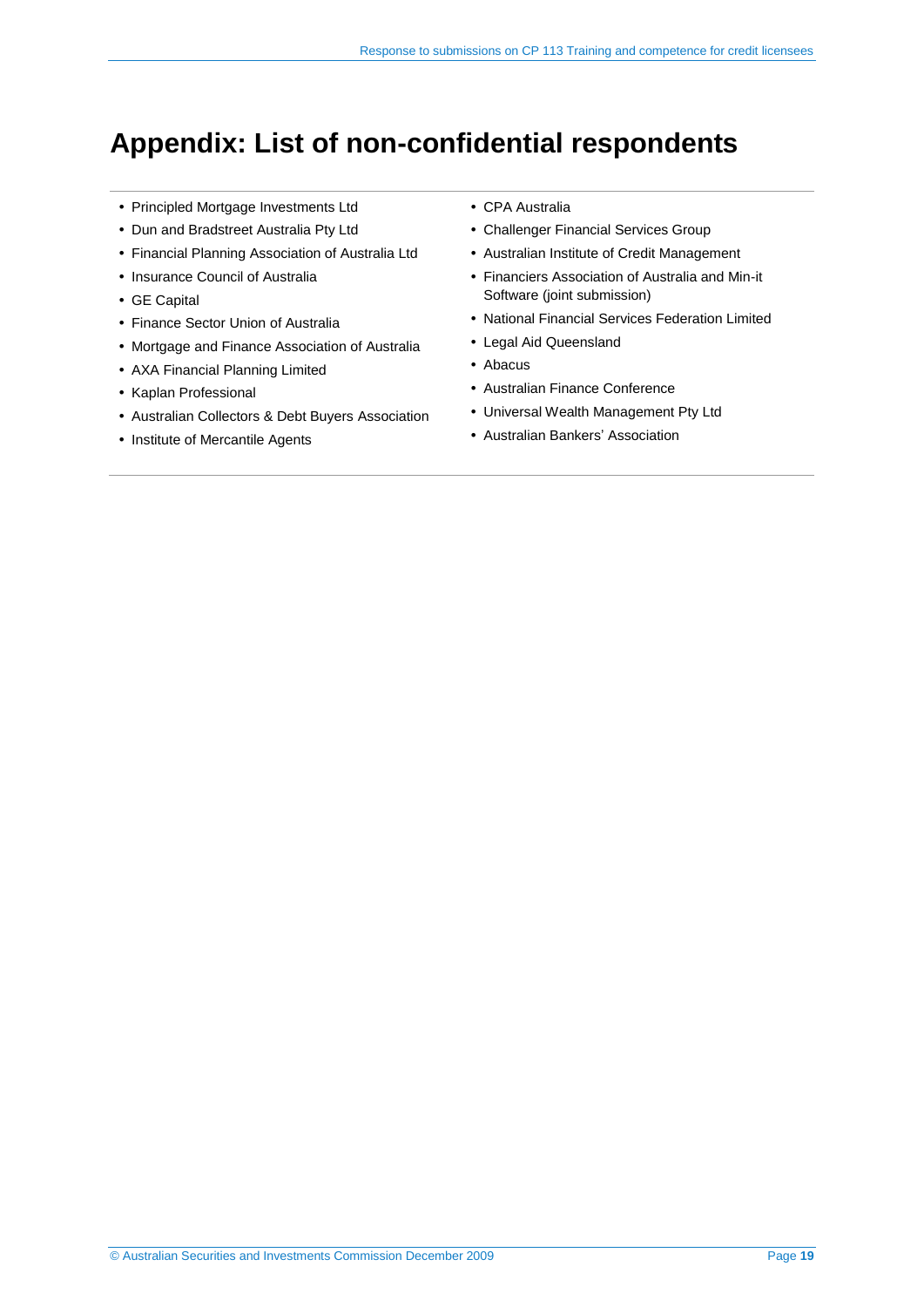# Appendix: List of non-confidential respondents

- Principled Mortgage Investments Ltd
- Dun and Bradstreet Australia Pty Ltd
- Financial Planning Association of Australia Ltd
- Insurance Council of Australia
- GE Capital
- Finance Sector Union of Australia
- Mortgage and Finance Association of Australia
- AXA Financial Planning Limited
- Kaplan Professional
- Australian Collectors & Debt Buyers Association
- Institute of Mercantile Agents
- CPA Australia
- Challenger Financial Services Group
- Australian Institute of Credit Management
- Financiers Association of Australia and Min-it Software (joint submission)
- National Financial Services Federation Limited
- Legal Aid Queensland
- Abacus
- Australian Finance Conference
- Universal Wealth Management Pty Ltd
- Australian Bankers' Association